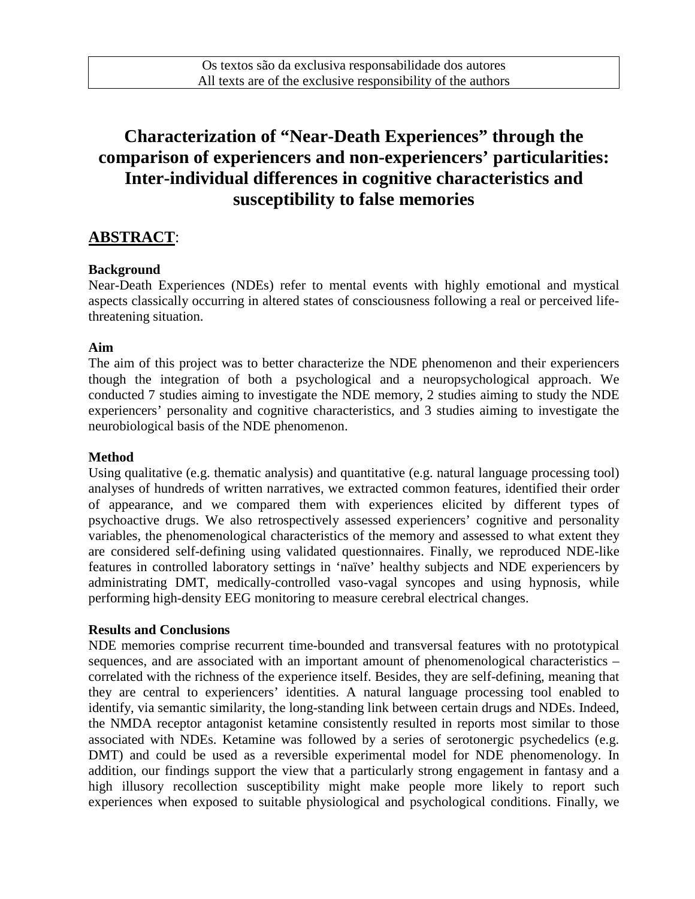Os textos são da exclusiva responsabilidade dos autores
All texts are of the exclusive responsibility of the authors

# Characterization of "Near-Death Experiences" through the comparison of experiencers and non-experiencers' particularities: Inter-individual differences in cognitive characteristics and susceptibility to false memories

## ABSTRACT:

### Background

Near-Death Experiences (NDEs) refer to mental events with highly emotional and mystical aspects classically occurring in altered states of consciousness following a real or perceived life-threatening situation.

### Aim

The aim of this project was to better characterize the NDE phenomenon and their experiencers though the integration of both a psychological and a neuropsychological approach. We conducted 7 studies aiming to investigate the NDE memory, 2 studies aiming to study the NDE experiencers' personality and cognitive characteristics, and 3 studies aiming to investigate the neurobiological basis of the NDE phenomenon.

### Method

Using qualitative (e.g. thematic analysis) and quantitative (e.g. natural language processing tool) analyses of hundreds of written narratives, we extracted common features, identified their order of appearance, and we compared them with experiences elicited by different types of psychoactive drugs. We also retrospectively assessed experiencers' cognitive and personality variables, the phenomenological characteristics of the memory and assessed to what extent they are considered self-defining using validated questionnaires. Finally, we reproduced NDE-like features in controlled laboratory settings in 'naïve' healthy subjects and NDE experiencers by administrating DMT, medically-controlled vaso-vagal syncopes and using hypnosis, while performing high-density EEG monitoring to measure cerebral electrical changes.

### Results and Conclusions

NDE memories comprise recurrent time-bounded and transversal features with no prototypical sequences, and are associated with an important amount of phenomenological characteristics – correlated with the richness of the experience itself. Besides, they are self-defining, meaning that they are central to experiencers' identities. A natural language processing tool enabled to identify, via semantic similarity, the long-standing link between certain drugs and NDEs. Indeed, the NMDA receptor antagonist ketamine consistently resulted in reports most similar to those associated with NDEs. Ketamine was followed by a series of serotonergic psychedelics (e.g. DMT) and could be used as a reversible experimental model for NDE phenomenology. In addition, our findings support the view that a particularly strong engagement in fantasy and a high illusory recollection susceptibility might make people more likely to report such experiences when exposed to suitable physiological and psychological conditions. Finally, we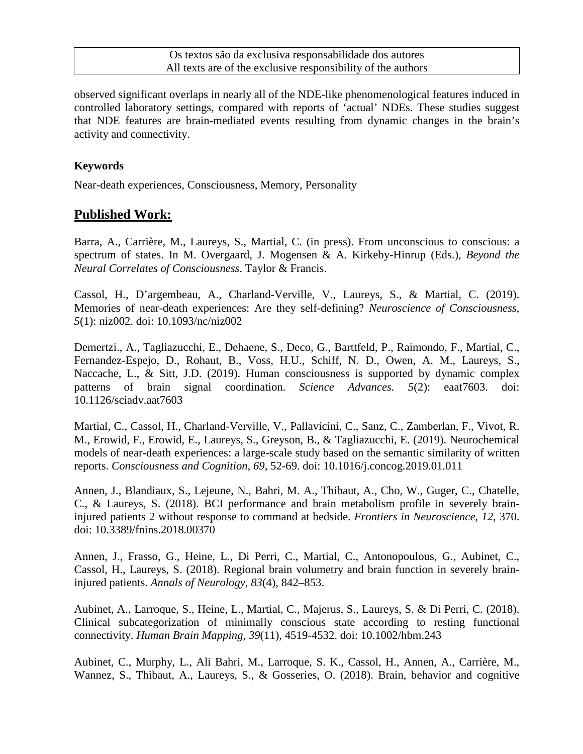observed significant overlaps in nearly all of the NDE-like phenomenological features induced in controlled laboratory settings, compared with reports of 'actual' NDEs. These studies suggest that NDE features are brain-mediated events resulting from dynamic changes in the brain's activity and connectivity.

**Keywords**

Near-death experiences, Consciousness, Memory, Personality

## Published Work:

Barra, A., Carrière, M., Laureys, S., Martial, C. (in press). From unconscious to conscious: a spectrum of states. In M. Overgaard, J. Mogensen & A. Kirkeby-Hinrup (Eds.), *Beyond the Neural Correlates of Consciousness*. Taylor & Francis.

Cassol, H., D'argembeau, A., Charland-Verville, V., Laureys, S., & Martial, C. (2019). Memories of near-death experiences: Are they self-defining? *Neuroscience of Consciousness, 5*(1): niz002. doi: 10.1093/nc/niz002

Demertzi., A., Tagliazucchi, E., Dehaene, S., Deco, G., Barttfeld, P., Raimondo, F., Martial, C., Fernandez-Espejo, D., Rohaut, B., Voss, H.U., Schiff, N. D., Owen, A. M., Laureys, S., Naccache, L., & Sitt, J.D. (2019). Human consciousness is supported by dynamic complex patterns of brain signal coordination. *Science Advances. 5*(2): eaat7603. doi: 10.1126/sciadv.aat7603

Martial, C., Cassol, H., Charland-Verville, V., Pallavicini, C., Sanz, C., Zamberlan, F., Vivot, R. M., Erowid, F., Erowid, E., Laureys, S., Greyson, B., & Tagliazucchi, E. (2019). Neurochemical models of near-death experiences: a large-scale study based on the semantic similarity of written reports. *Consciousness and Cognition, 69*, 52-69. doi: 10.1016/j.concog.2019.01.011

Annen, J., Blandiaux, S., Lejeune, N., Bahri, M. A., Thibaut, A., Cho, W., Guger, C., Chatelle, C., & Laureys, S. (2018). BCI performance and brain metabolism profile in severely brain-injured patients 2 without response to command at bedside. *Frontiers in Neuroscience, 12*, 370. doi: 10.3389/fnins.2018.00370

Annen, J., Frasso, G., Heine, L., Di Perri, C., Martial, C., Antonopoulous, G., Aubinet, C., Cassol, H., Laureys, S. (2018). Regional brain volumetry and brain function in severely brain-injured patients. *Annals of Neurology, 83*(4), 842–853.

Aubinet, A., Larroque, S., Heine, L., Martial, C., Majerus, S., Laureys, S. & Di Perri, C. (2018). Clinical subcategorization of minimally conscious state according to resting functional connectivity. *Human Brain Mapping, 39*(11), 4519-4532. doi: 10.1002/hbm.243

Aubinet, C., Murphy, L., Ali Bahri, M., Larroque, S. K., Cassol, H., Annen, A., Carrière, M., Wannez, S., Thibaut, A., Laureys, S., & Gosseries, O. (2018). Brain, behavior and cognitive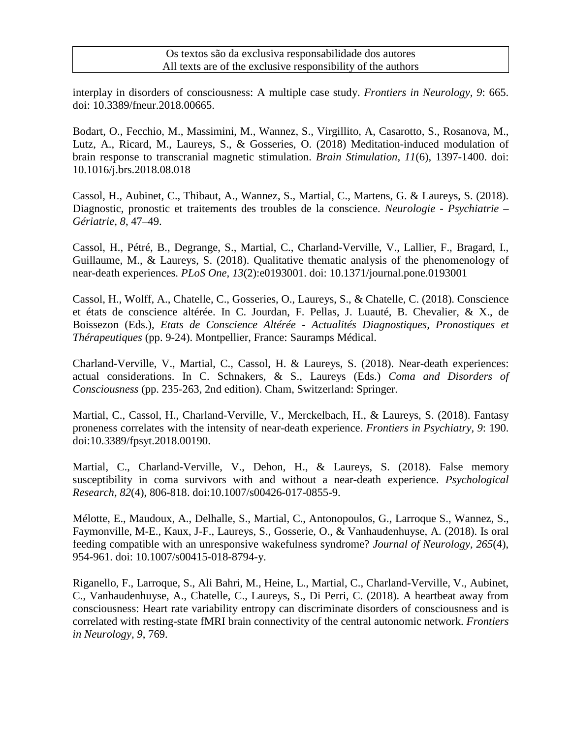interplay in disorders of consciousness: A multiple case study. *Frontiers in Neurology*, *9*: 665. doi: 10.3389/fneur.2018.00665.

Bodart, O., Fecchio, M., Massimini, M., Wannez, S., Virgillito, A, Casarotto, S., Rosanova, M., Lutz, A., Ricard, M., Laureys, S., & Gosseries, O. (2018) Meditation-induced modulation of brain response to transcranial magnetic stimulation. *Brain Stimulation*, *11*(6), 1397-1400. doi: 10.1016/j.brs.2018.08.018

Cassol, H., Aubinet, C., Thibaut, A., Wannez, S., Martial, C., Martens, G. & Laureys, S. (2018). Diagnostic, pronostic et traitements des troubles de la conscience. *Neurologie - Psychiatrie – Gériatrie, 8*, 47–49.

Cassol, H., Pétré, B., Degrange, S., Martial, C., Charland-Verville, V., Lallier, F., Bragard, I., Guillaume, M., & Laureys, S. (2018). Qualitative thematic analysis of the phenomenology of near-death experiences. *PLoS One*, *13*(2):e0193001. doi: 10.1371/journal.pone.0193001

Cassol, H., Wolff, A., Chatelle, C., Gosseries, O., Laureys, S., & Chatelle, C. (2018). Conscience et états de conscience altérée. In C. Jourdan, F. Pellas, J. Luauté, B. Chevalier, & X., de Boissezon (Eds.), *Etats de Conscience Altérée - Actualités Diagnostiques, Pronostiques et Thérapeutiques* (pp. 9-24). Montpellier, France: Sauramps Médical.

Charland-Verville, V., Martial, C., Cassol, H. & Laureys, S. (2018). Near-death experiences: actual considerations. In C. Schnakers, & S., Laureys (Eds.) *Coma and Disorders of Consciousness* (pp. 235-263, 2nd edition). Cham, Switzerland: Springer.

Martial, C., Cassol, H., Charland-Verville, V., Merckelbach, H., & Laureys, S. (2018). Fantasy proneness correlates with the intensity of near-death experience. *Frontiers in Psychiatry*, *9*: 190. doi:10.3389/fpsyt.2018.00190.

Martial, C., Charland-Verville, V., Dehon, H., & Laureys, S. (2018). False memory susceptibility in coma survivors with and without a near-death experience. *Psychological Research, 82*(4), 806-818. doi:10.1007/s00426-017-0855-9.

Mélotte, E., Maudoux, A., Delhalle, S., Martial, C., Antonopoulos, G., Larroque S., Wannez, S., Faymonville, M-E., Kaux, J-F., Laureys, S., Gosserie, O., & Vanhaudenhuyse, A. (2018). Is oral feeding compatible with an unresponsive wakefulness syndrome? *Journal of Neurology, 265*(4), 954-961. doi: 10.1007/s00415-018-8794-y.

Riganello, F., Larroque, S., Ali Bahri, M., Heine, L., Martial, C., Charland-Verville, V., Aubinet, C., Vanhaudenhuyse, A., Chatelle, C., Laureys, S., Di Perri, C. (2018). A heartbeat away from consciousness: Heart rate variability entropy can discriminate disorders of consciousness and is correlated with resting-state fMRI brain connectivity of the central autonomic network. *Frontiers in Neurology, 9*, 769.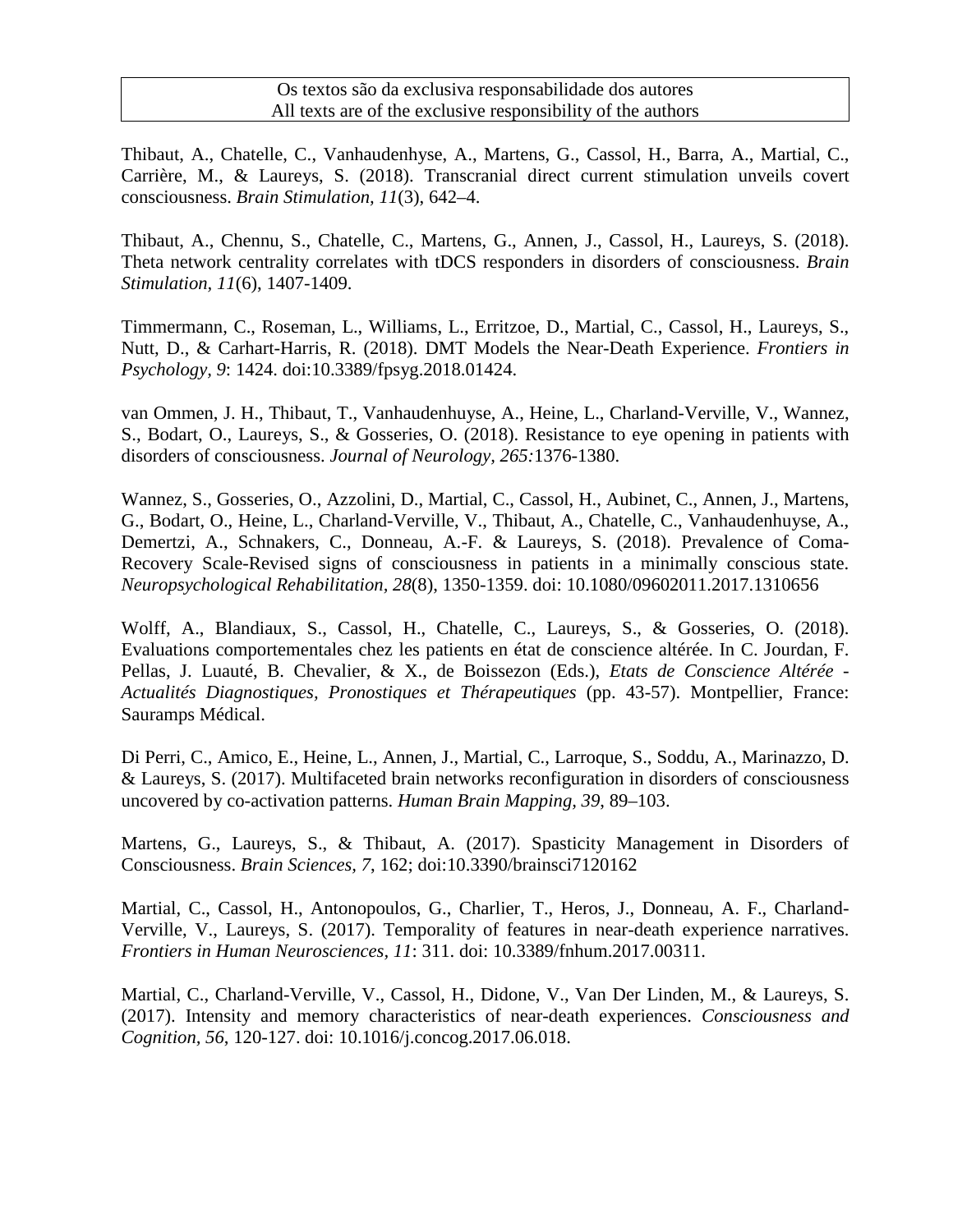Os textos são da exclusiva responsabilidade dos autores
All texts are of the exclusive responsibility of the authors

Thibaut, A., Chatelle, C., Vanhaudenhyse, A., Martens, G., Cassol, H., Barra, A., Martial, C., Carrière, M., & Laureys, S. (2018). Transcranial direct current stimulation unveils covert consciousness. *Brain Stimulation, 11*(3), 642–4.

Thibaut, A., Chennu, S., Chatelle, C., Martens, G., Annen, J., Cassol, H., Laureys, S. (2018). Theta network centrality correlates with tDCS responders in disorders of consciousness. *Brain Stimulation, 11*(6), 1407-1409.

Timmermann, C., Roseman, L., Williams, L., Erritzoe, D., Martial, C., Cassol, H., Laureys, S., Nutt, D., & Carhart-Harris, R. (2018). DMT Models the Near-Death Experience. *Frontiers in Psychology, 9*: 1424. doi:10.3389/fpsyg.2018.01424.

van Ommen, J. H., Thibaut, T., Vanhaudenhuyse, A., Heine, L., Charland-Verville, V., Wannez, S., Bodart, O., Laureys, S., & Gosseries, O. (2018). Resistance to eye opening in patients with disorders of consciousness. *Journal of Neurology, 265:*1376-1380.

Wannez, S., Gosseries, O., Azzolini, D., Martial, C., Cassol, H., Aubinet, C., Annen, J., Martens, G., Bodart, O., Heine, L., Charland-Verville, V., Thibaut, A., Chatelle, C., Vanhaudenhuyse, A., Demertzi, A., Schnakers, C., Donneau, A.-F. & Laureys, S. (2018). Prevalence of Coma-Recovery Scale-Revised signs of consciousness in patients in a minimally conscious state. *Neuropsychological Rehabilitation, 28*(8), 1350-1359. doi: 10.1080/09602011.2017.1310656

Wolff, A., Blandiaux, S., Cassol, H., Chatelle, C., Laureys, S., & Gosseries, O. (2018). Evaluations comportementales chez les patients en état de conscience altérée. In C. Jourdan, F. Pellas, J. Luauté, B. Chevalier, & X., de Boissezon (Eds.), *Etats de Conscience Altérée - Actualités Diagnostiques, Pronostiques et Thérapeutiques* (pp. 43-57). Montpellier, France: Sauramps Médical.

Di Perri, C., Amico, E., Heine, L., Annen, J., Martial, C., Larroque, S., Soddu, A., Marinazzo, D. & Laureys, S. (2017). Multifaceted brain networks reconfiguration in disorders of consciousness uncovered by co-activation patterns. *Human Brain Mapping, 39*, 89–103.

Martens, G., Laureys, S., & Thibaut, A. (2017). Spasticity Management in Disorders of Consciousness. *Brain Sciences, 7*, 162; doi:10.3390/brainsci7120162

Martial, C., Cassol, H., Antonopoulos, G., Charlier, T., Heros, J., Donneau, A. F., Charland-Verville, V., Laureys, S. (2017). Temporality of features in near-death experience narratives. *Frontiers in Human Neurosciences, 11*: 311. doi: 10.3389/fnhum.2017.00311.

Martial, C., Charland-Verville, V., Cassol, H., Didone, V., Van Der Linden, M., & Laureys, S. (2017). Intensity and memory characteristics of near-death experiences. *Consciousness and Cognition, 56*, 120-127. doi: 10.1016/j.concog.2017.06.018.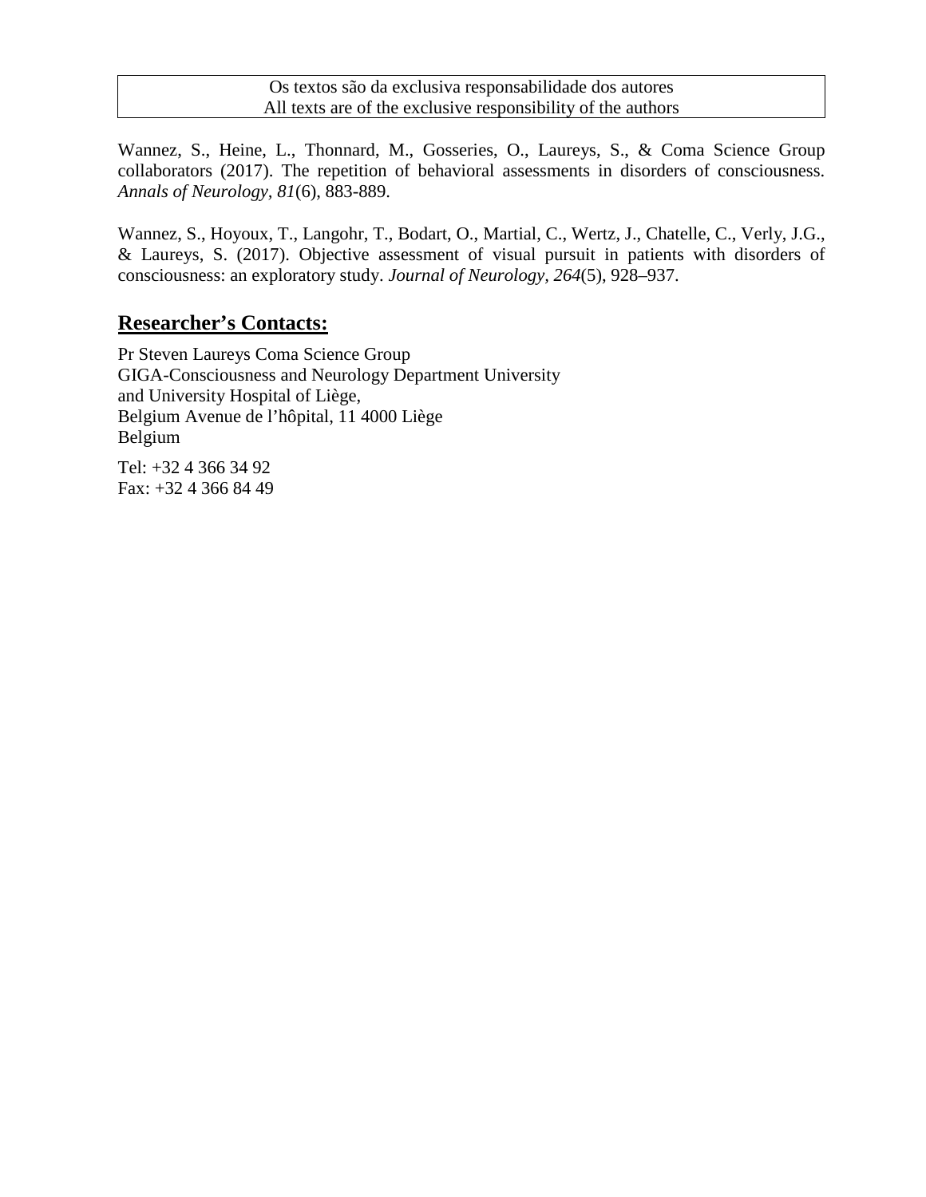Os textos são da exclusiva responsabilidade dos autores
All texts are of the exclusive responsibility of the authors

Wannez, S., Heine, L., Thonnard, M., Gosseries, O., Laureys, S., & Coma Science Group collaborators (2017). The repetition of behavioral assessments in disorders of consciousness. *Annals of Neurology, 81*(6), 883-889.

Wannez, S., Hoyoux, T., Langohr, T., Bodart, O., Martial, C., Wertz, J., Chatelle, C., Verly, J.G., & Laureys, S. (2017). Objective assessment of visual pursuit in patients with disorders of consciousness: an exploratory study. *Journal of Neurology, 264*(5), 928–937.

## **Researcher's Contacts:**

Pr Steven Laureys Coma Science Group
GIGA-Consciousness and Neurology Department University
and University Hospital of Liège,
Belgium Avenue de l'hôpital, 11 4000 Liège
Belgium

Tel: +32 4 366 34 92
Fax: +32 4 366 84 49